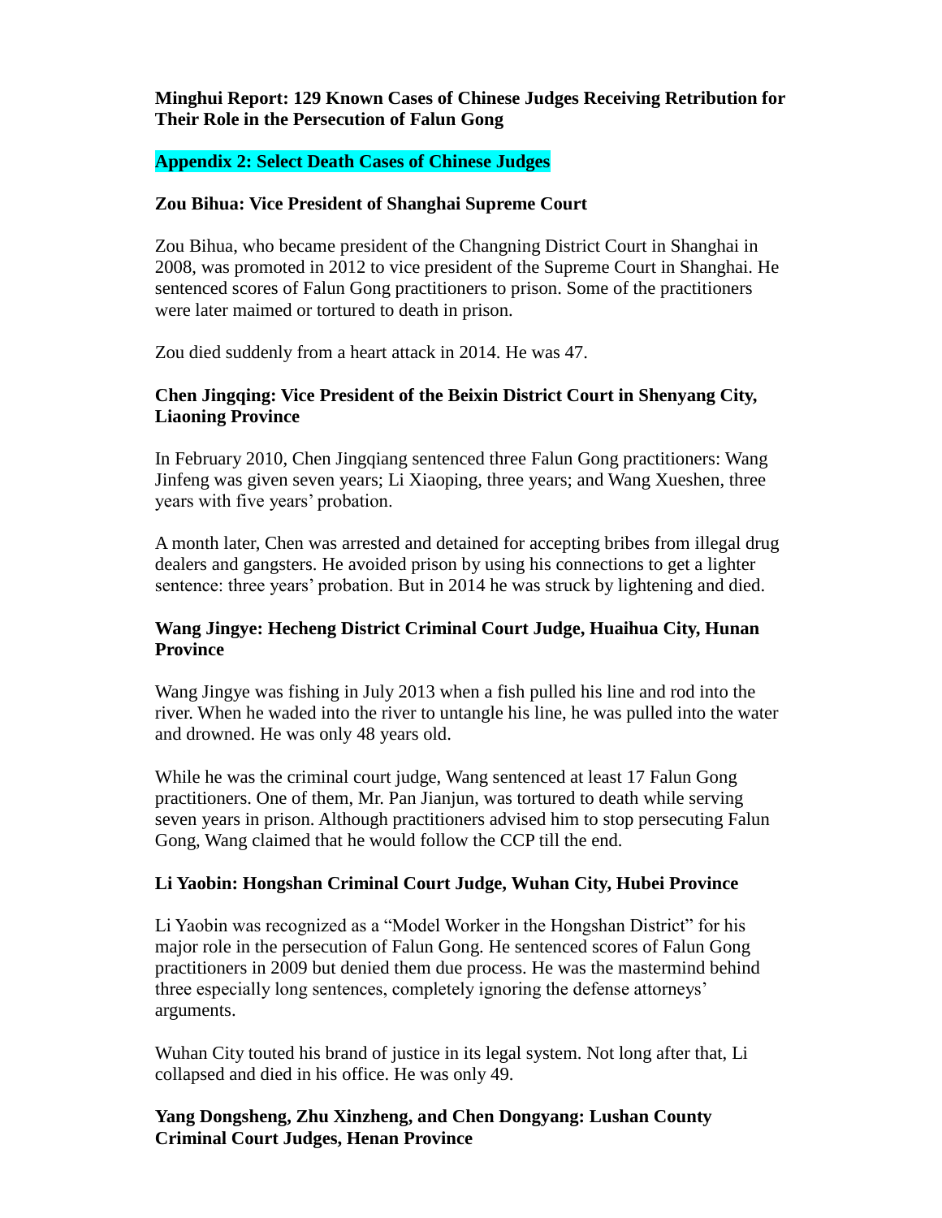**Minghui Report: 129 Known Cases of Chinese Judges Receiving Retribution for Their Role in the Persecution of Falun Gong**

**Appendix 2: Select Death Cases of Chinese Judges**

**Zou Bihua: Vice President of Shanghai Supreme Court**

Zou Bihua, who became president of the Changning District Court in Shanghai in 2008, was promoted in 2012 to vice president of the Supreme Court in Shanghai. He sentenced scores of Falun Gong practitioners to prison. Some of the practitioners were later maimed or tortured to death in prison.

Zou died suddenly from a heart attack in 2014. He was 47.

**Chen Jingqing: Vice President of the Beixin District Court in Shenyang City, Liaoning Province**

In February 2010, Chen Jingqiang sentenced three Falun Gong practitioners: Wang Jinfeng was given seven years; Li Xiaoping, three years; and Wang Xueshen, three years with five years' probation.

A month later, Chen was arrested and detained for accepting bribes from illegal drug dealers and gangsters. He avoided prison by using his connections to get a lighter sentence: three years' probation. But in 2014 he was struck by lightening and died.

**Wang Jingye: Hecheng District Criminal Court Judge, Huaihua City, Hunan Province**

Wang Jingye was fishing in July 2013 when a fish pulled his line and rod into the river. When he waded into the river to untangle his line, he was pulled into the water and drowned. He was only 48 years old.

While he was the criminal court judge, Wang sentenced at least 17 Falun Gong practitioners. One of them, Mr. Pan Jianjun, was tortured to death while serving seven years in prison. Although practitioners advised him to stop persecuting Falun Gong, Wang claimed that he would follow the CCP till the end.

**Li Yaobin: Hongshan Criminal Court Judge, Wuhan City, Hubei Province**

Li Yaobin was recognized as a "Model Worker in the Hongshan District" for his major role in the persecution of Falun Gong. He sentenced scores of Falun Gong practitioners in 2009 but denied them due process. He was the mastermind behind three especially long sentences, completely ignoring the defense attorneys' arguments.

Wuhan City touted his brand of justice in its legal system. Not long after that, Li collapsed and died in his office. He was only 49.

**Yang Dongsheng, Zhu Xinzheng, and Chen Dongyang: Lushan County Criminal Court Judges, Henan Province**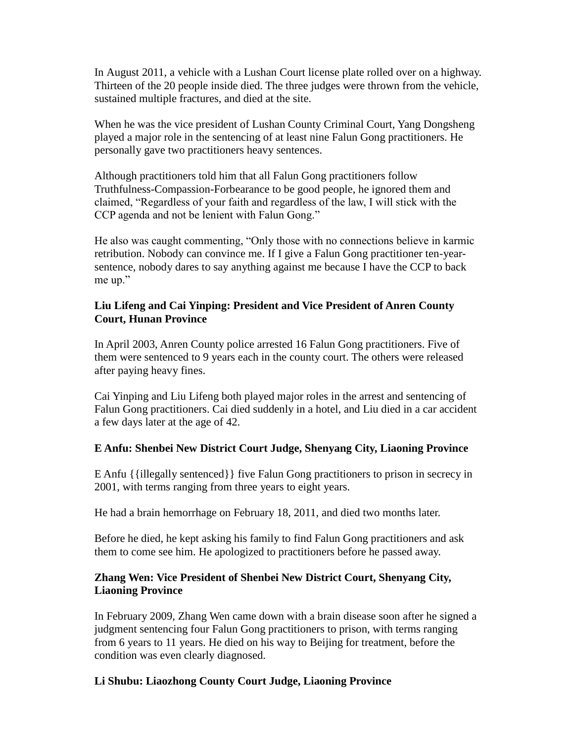In August 2011, a vehicle with a Lushan Court license plate rolled over on a highway. Thirteen of the 20 people inside died. The three judges were thrown from the vehicle, sustained multiple fractures, and died at the site.

When he was the vice president of Lushan County Criminal Court, Yang Dongsheng played a major role in the sentencing of at least nine Falun Gong practitioners. He personally gave two practitioners heavy sentences.

Although practitioners told him that all Falun Gong practitioners follow Truthfulness-Compassion-Forbearance to be good people, he ignored them and claimed, "Regardless of your faith and regardless of the law, I will stick with the CCP agenda and not be lenient with Falun Gong."

He also was caught commenting, "Only those with no connections believe in karmic retribution. Nobody can convince me. If I give a Falun Gong practitioner ten-year-sentence, nobody dares to say anything against me because I have the CCP to back me up."

**Liu Lifeng and Cai Yinping: President and Vice President of Anren County Court, Hunan Province**

In April 2003, Anren County police arrested 16 Falun Gong practitioners. Five of them were sentenced to 9 years each in the county court. The others were released after paying heavy fines.

Cai Yinping and Liu Lifeng both played major roles in the arrest and sentencing of Falun Gong practitioners. Cai died suddenly in a hotel, and Liu died in a car accident a few days later at the age of 42.

**E Anfu: Shenbei New District Court Judge, Shenyang City, Liaoning Province**

E Anfu {{illegally sentenced}} five Falun Gong practitioners to prison in secrecy in 2001, with terms ranging from three years to eight years.

He had a brain hemorrhage on February 18, 2011, and died two months later.

Before he died, he kept asking his family to find Falun Gong practitioners and ask them to come see him. He apologized to practitioners before he passed away.

**Zhang Wen: Vice President of Shenbei New District Court, Shenyang City, Liaoning Province**

In February 2009, Zhang Wen came down with a brain disease soon after he signed a judgment sentencing four Falun Gong practitioners to prison, with terms ranging from 6 years to 11 years. He died on his way to Beijing for treatment, before the condition was even clearly diagnosed.

**Li Shubu: Liaozhong County Court Judge, Liaoning Province**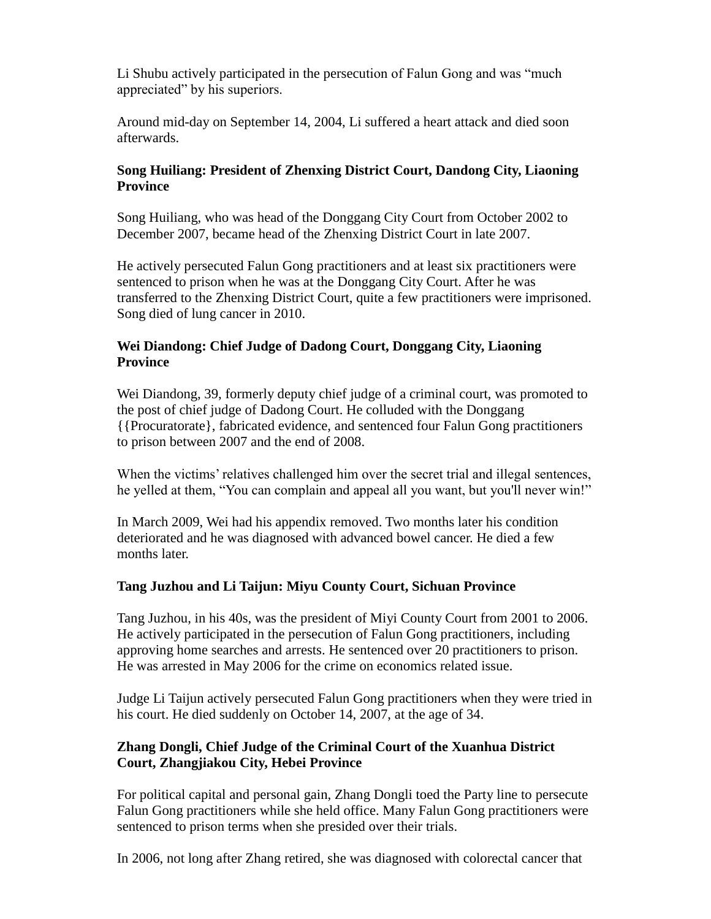Li Shubu actively participated in the persecution of Falun Gong and was "much appreciated" by his superiors.

Around mid-day on September 14, 2004, Li suffered a heart attack and died soon afterwards.

**Song Huiliang: President of Zhenxing District Court, Dandong City, Liaoning Province**

Song Huiliang, who was head of the Donggang City Court from October 2002 to December 2007, became head of the Zhenxing District Court in late 2007.

He actively persecuted Falun Gong practitioners and at least six practitioners were sentenced to prison when he was at the Donggang City Court. After he was transferred to the Zhenxing District Court, quite a few practitioners were imprisoned. Song died of lung cancer in 2010.

**Wei Diandong: Chief Judge of Dadong Court, Donggang City, Liaoning Province**

Wei Diandong, 39, formerly deputy chief judge of a criminal court, was promoted to the post of chief judge of Dadong Court. He colluded with the Donggang {{Procuratorate}, fabricated evidence, and sentenced four Falun Gong practitioners to prison between 2007 and the end of 2008.

When the victims' relatives challenged him over the secret trial and illegal sentences, he yelled at them, "You can complain and appeal all you want, but you'll never win!"

In March 2009, Wei had his appendix removed. Two months later his condition deteriorated and he was diagnosed with advanced bowel cancer. He died a few months later.

**Tang Juzhou and Li Taijun: Miyu County Court, Sichuan Province**

Tang Juzhou, in his 40s, was the president of Miyi County Court from 2001 to 2006. He actively participated in the persecution of Falun Gong practitioners, including approving home searches and arrests. He sentenced over 20 practitioners to prison. He was arrested in May 2006 for the crime on economics related issue.

Judge Li Taijun actively persecuted Falun Gong practitioners when they were tried in his court. He died suddenly on October 14, 2007, at the age of 34.

**Zhang Dongli, Chief Judge of the Criminal Court of the Xuanhua District Court, Zhangjiakou City, Hebei Province**

For political capital and personal gain, Zhang Dongli toed the Party line to persecute Falun Gong practitioners while she held office. Many Falun Gong practitioners were sentenced to prison terms when she presided over their trials.

In 2006, not long after Zhang retired, she was diagnosed with colorectal cancer that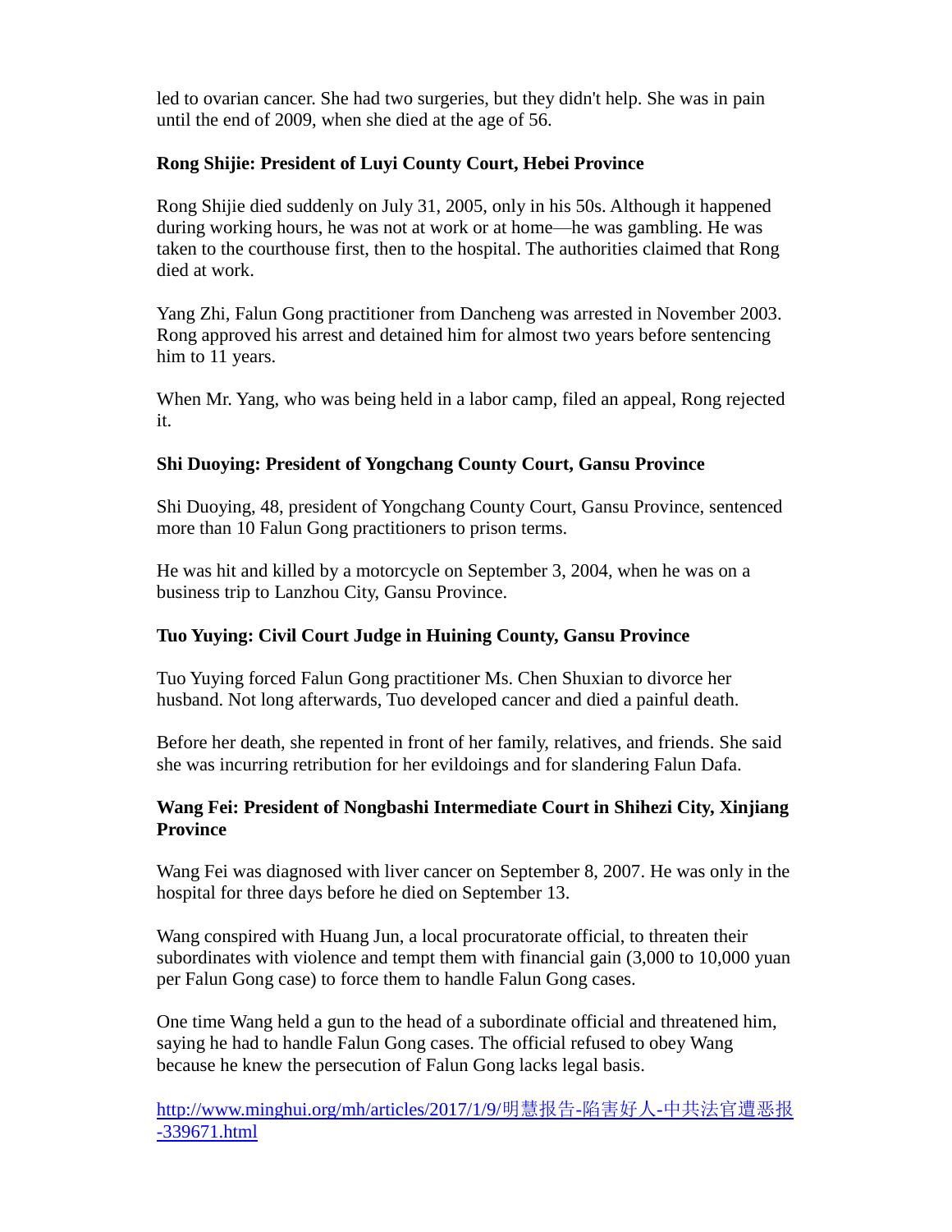led to ovarian cancer. She had two surgeries, but they didn't help. She was in pain until the end of 2009, when she died at the age of 56.

**Rong Shijie: President of Luyi County Court, Hebei Province**

Rong Shijie died suddenly on July 31, 2005, only in his 50s. Although it happened during working hours, he was not at work or at home—he was gambling. He was taken to the courthouse first, then to the hospital. The authorities claimed that Rong died at work.

Yang Zhi, Falun Gong practitioner from Dancheng was arrested in November 2003. Rong approved his arrest and detained him for almost two years before sentencing him to 11 years.

When Mr. Yang, who was being held in a labor camp, filed an appeal, Rong rejected it.

**Shi Duoying: President of Yongchang County Court, Gansu Province**

Shi Duoying, 48, president of Yongchang County Court, Gansu Province, sentenced more than 10 Falun Gong practitioners to prison terms.

He was hit and killed by a motorcycle on September 3, 2004, when he was on a business trip to Lanzhou City, Gansu Province.

**Tuo Yuying: Civil Court Judge in Huining County, Gansu Province**

Tuo Yuying forced Falun Gong practitioner Ms. Chen Shuxian to divorce her husband. Not long afterwards, Tuo developed cancer and died a painful death.

Before her death, she repented in front of her family, relatives, and friends. She said she was incurring retribution for her evildoings and for slandering Falun Dafa.

**Wang Fei: President of Nongbashi Intermediate Court in Shihezi City, Xinjiang Province**

Wang Fei was diagnosed with liver cancer on September 8, 2007. He was only in the hospital for three days before he died on September 13.

Wang conspired with Huang Jun, a local procuratorate official, to threaten their subordinates with violence and tempt them with financial gain (3,000 to 10,000 yuan per Falun Gong case) to force them to handle Falun Gong cases.

One time Wang held a gun to the head of a subordinate official and threatened him, saying he had to handle Falun Gong cases. The official refused to obey Wang because he knew the persecution of Falun Gong lacks legal basis.

http://www.minghui.org/mh/articles/2017/1/9/明慧报告-陷害好人-中共法官遭恶报-339671.html